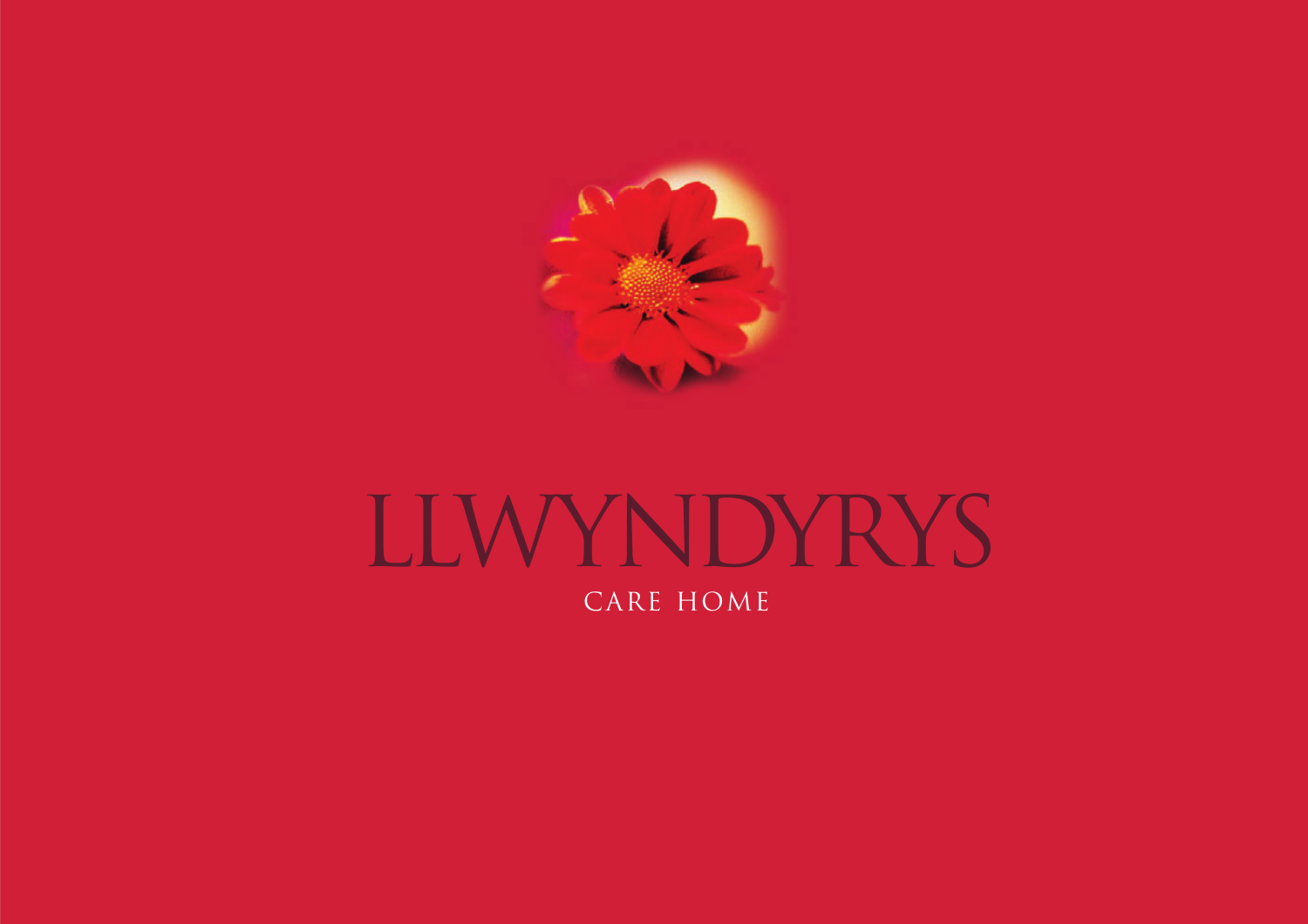# LLWYNDYRYS

CARE HOME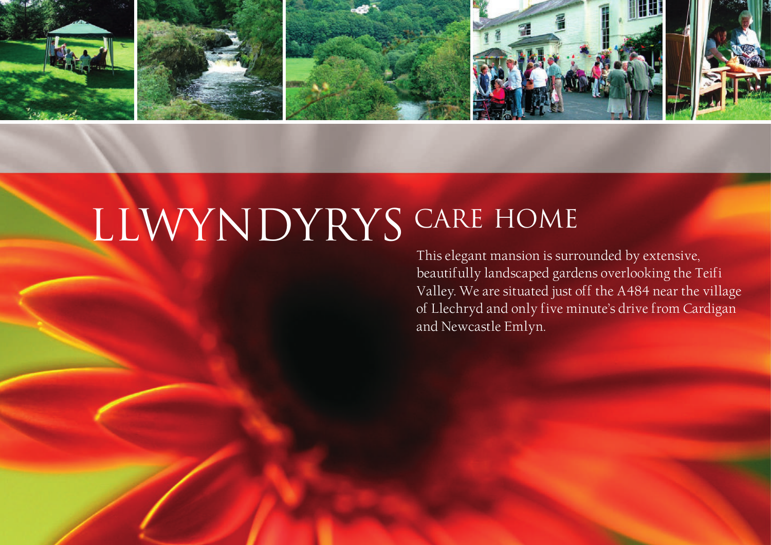# LLWYNDYRYS CARE HOME

This elegant mansion is surrounded by extensive, beautifully landscaped gardens overlooking the Teifi Valley. We are situated just off the A484 near the village of Llechryd and only five minute's drive from Cardigan and Newcastle Emlyn.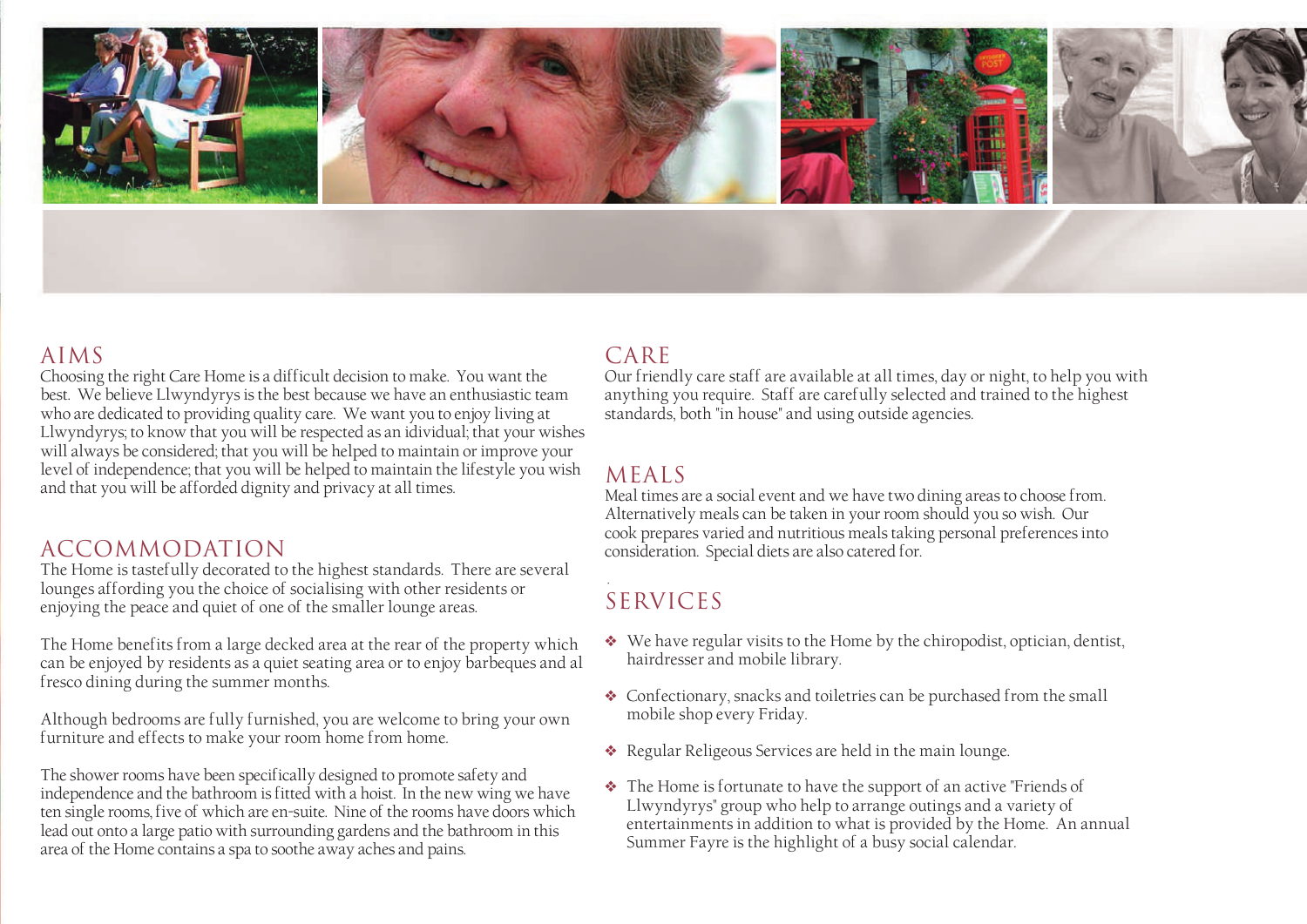## AIMS

Choosing the right Care Home is a difficult decision to make. You want the best. We believe Llwyndyrys is the best because we have an enthusiastic team who are dedicated to providing quality care. We want you to enjoy living at Llwyndyrys; to know that you will be respected as an idividual; that your wishes will always be considered; that you will be helped to maintain or improve your level of independence; that you will be helped to maintain the lifestyle you wish and that you will be afforded dignity and privacy at all times.

## ACCOMMODATION

The Home is tastefully decorated to the highest standards. There are several lounges affording you the choice of socialising with other residents or enjoying the peace and quiet of one of the smaller lounge areas.

The Home benefits from a large decked area at the rear of the property which can be enjoyed by residents as a quiet seating area or to enjoy barbeques and al fresco dining during the summer months.

Although bedrooms are fully furnished, you are welcome to bring your own furniture and effects to make your room home from home.

The shower rooms have been specifically designed to promote safety and independence and the bathroom is fitted with a hoist. In the new wing we have ten single rooms, five of which are en-suite. Nine of the rooms have doors which lead out onto a large patio with surrounding gardens and the bathroom in this area of the Home contains a spa to soothe away aches and pains.

## CARE

Our friendly care staff are available at all times, day or night, to help you with anything you require. Staff are carefully selected and trained to the highest standards, both "in house" and using outside agencies.

## MEALS

Meal times are a social event and we have two dining areas to choose from. Alternatively meals can be taken in your room should you so wish. Our cook prepares varied and nutritious meals taking personal preferences into consideration. Special diets are also catered for.

## SERVICES

- We have regular visits to the Home by the chiropodist, optician, dentist, hairdresser and mobile library.
- Confectionary, snacks and toiletries can be purchased from the small mobile shop every Friday.
- Regular Religeous Services are held in the main lounge.
- The Home is fortunate to have the support of an active "Friends of Llwyndyrys" group who help to arrange outings and a variety of entertainments in addition to what is provided by the Home. An annual Summer Fayre is the highlight of a busy social calendar.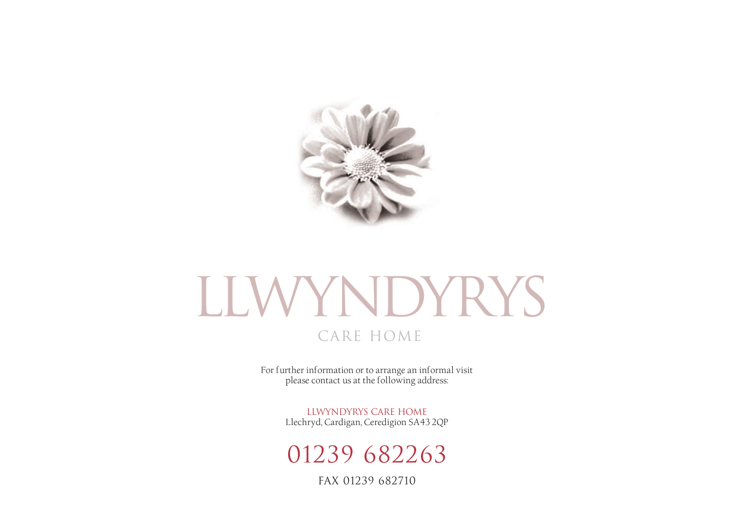# LLWYNDYRYS

## CARE HOME

For further information or to arrange an informal visit
please contact us at the following address:

LLWYNDYRYS CARE HOME
Llechryd, Cardigan, Ceredigion SA43 2QP

**01239 682263**

FAX 01239 682710